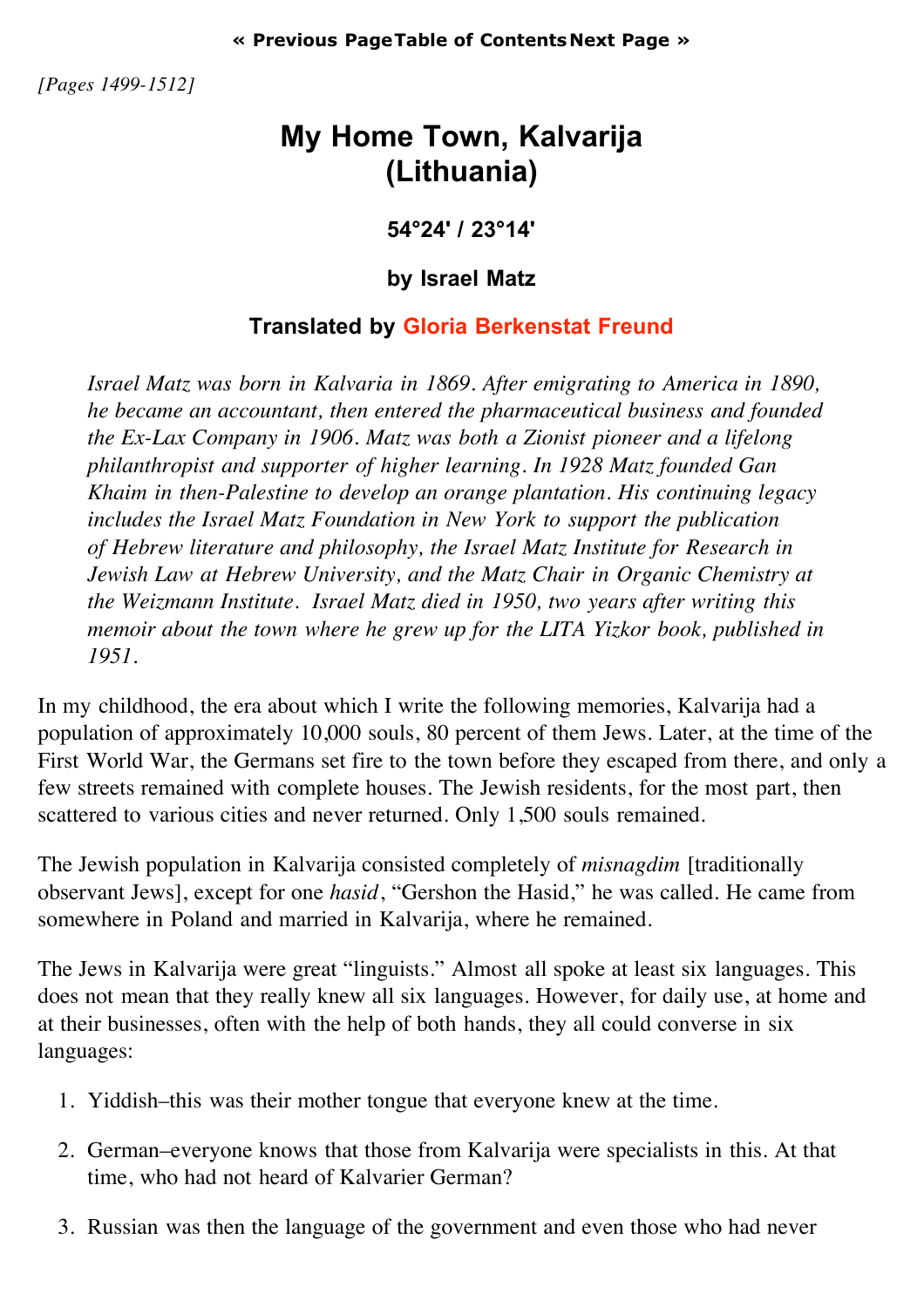« Previous Page Table of Contents Next Page »

*[Pages 1499-1512]*

# My Home Town, Kalvarija (Lithuania)

### 54°24' / 23°14'

### by Israel Matz

### Translated by Gloria Berkenstat Freund

*Israel Matz was born in Kalvaria in 1869. After emigrating to America in 1890, he became an accountant, then entered the pharmaceutical business and founded the Ex-Lax Company in 1906. Matz was both a Zionist pioneer and a lifelong philanthropist and supporter of higher learning. In 1928 Matz founded Gan Khaim in then-Palestine to develop an orange plantation. His continuing legacy includes the Israel Matz Foundation in New York to support the publication of Hebrew literature and philosophy, the Israel Matz Institute for Research in Jewish Law at Hebrew University, and the Matz Chair in Organic Chemistry at the Weizmann Institute. Israel Matz died in 1950, two years after writing this memoir about the town where he grew up for the LITA Yizkor book, published in 1951.*

In my childhood, the era about which I write the following memories, Kalvarija had a population of approximately 10,000 souls, 80 percent of them Jews. Later, at the time of the First World War, the Germans set fire to the town before they escaped from there, and only a few streets remained with complete houses. The Jewish residents, for the most part, then scattered to various cities and never returned. Only 1,500 souls remained.

The Jewish population in Kalvarija consisted completely of *misnagdim* [traditionally observant Jews], except for one *hasid*, "Gershon the Hasid," he was called. He came from somewhere in Poland and married in Kalvarija, where he remained.

The Jews in Kalvarija were great "linguists." Almost all spoke at least six languages. This does not mean that they really knew all six languages. However, for daily use, at home and at their businesses, often with the help of both hands, they all could converse in six languages:

1. Yiddish–this was their mother tongue that everyone knew at the time.
2. German–everyone knows that those from Kalvarija were specialists in this. At that time, who had not heard of Kalvarier German?
3. Russian was then the language of the government and even those who had never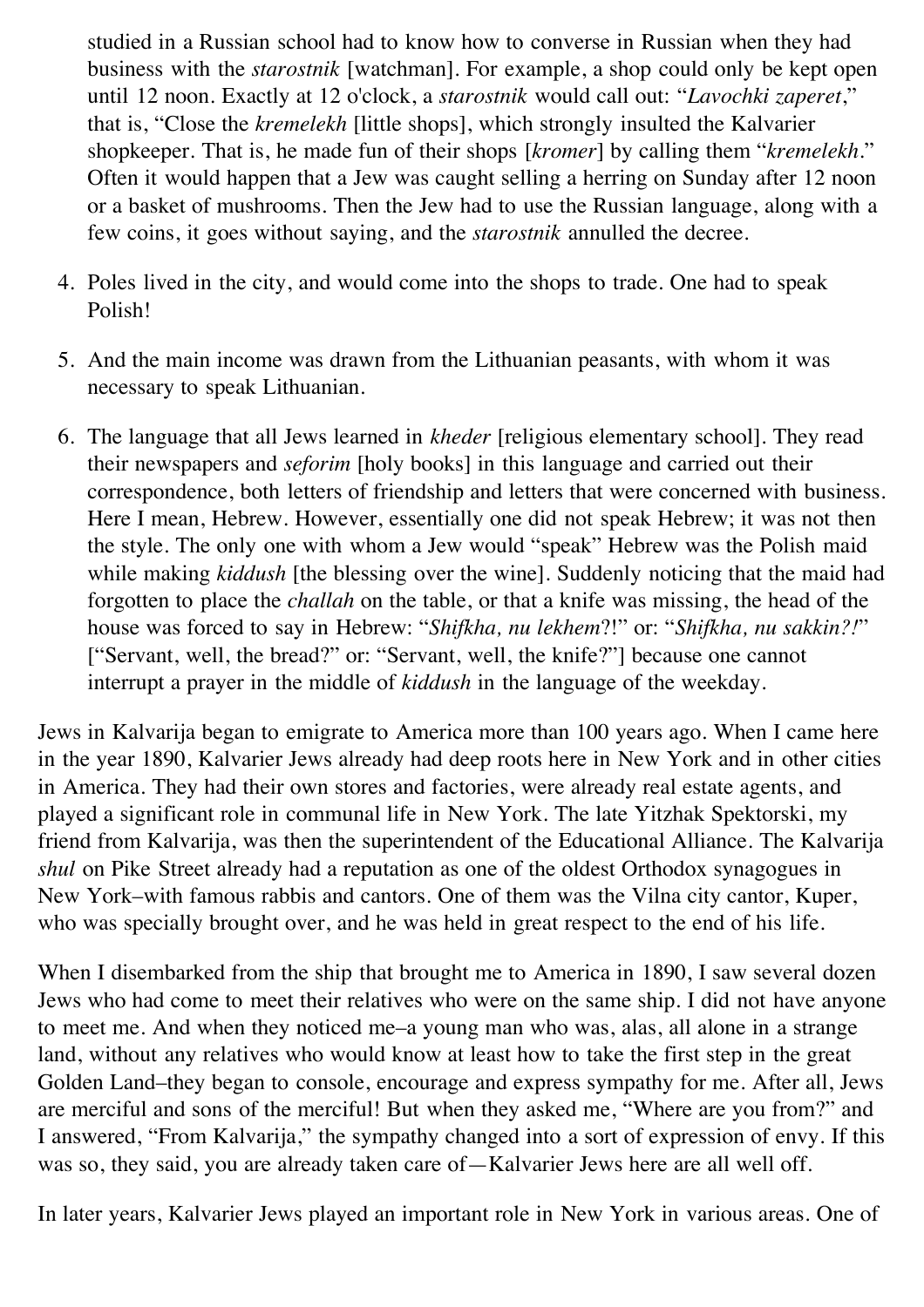studied in a Russian school had to know how to converse in Russian when they had business with the *starostnik* [watchman]. For example, a shop could only be kept open until 12 noon. Exactly at 12 o'clock, a *starostnik* would call out: "*Lavochki zaperet*," that is, "Close the *kremelekh* [little shops], which strongly insulted the Kalvarier shopkeeper. That is, he made fun of their shops [*kromer*] by calling them "*kremelekh*." Often it would happen that a Jew was caught selling a herring on Sunday after 12 noon or a basket of mushrooms. Then the Jew had to use the Russian language, along with a few coins, it goes without saying, and the *starostnik* annulled the decree.

4. Poles lived in the city, and would come into the shops to trade. One had to speak Polish!

5. And the main income was drawn from the Lithuanian peasants, with whom it was necessary to speak Lithuanian.

6. The language that all Jews learned in *kheder* [religious elementary school]. They read their newspapers and *seforim* [holy books] in this language and carried out their correspondence, both letters of friendship and letters that were concerned with business. Here I mean, Hebrew. However, essentially one did not speak Hebrew; it was not then the style. The only one with whom a Jew would "speak" Hebrew was the Polish maid while making *kiddush* [the blessing over the wine]. Suddenly noticing that the maid had forgotten to place the *challah* on the table, or that a knife was missing, the head of the house was forced to say in Hebrew: "*Shifkha, nu lekhem*?!" or: "*Shifkha, nu sakkin?!*" ["Servant, well, the bread?" or: "Servant, well, the knife?"] because one cannot interrupt a prayer in the middle of *kiddush* in the language of the weekday.

Jews in Kalvarija began to emigrate to America more than 100 years ago. When I came here in the year 1890, Kalvarier Jews already had deep roots here in New York and in other cities in America. They had their own stores and factories, were already real estate agents, and played a significant role in communal life in New York. The late Yitzhak Spektorski, my friend from Kalvarija, was then the superintendent of the Educational Alliance. The Kalvarija *shul* on Pike Street already had a reputation as one of the oldest Orthodox synagogues in New York–with famous rabbis and cantors. One of them was the Vilna city cantor, Kuper, who was specially brought over, and he was held in great respect to the end of his life.

When I disembarked from the ship that brought me to America in 1890, I saw several dozen Jews who had come to meet their relatives who were on the same ship. I did not have anyone to meet me. And when they noticed me–a young man who was, alas, all alone in a strange land, without any relatives who would know at least how to take the first step in the great Golden Land–they began to console, encourage and express sympathy for me. After all, Jews are merciful and sons of the merciful! But when they asked me, "Where are you from?" and I answered, "From Kalvarija," the sympathy changed into a sort of expression of envy. If this was so, they said, you are already taken care of—Kalvarier Jews here are all well off.

In later years, Kalvarier Jews played an important role in New York in various areas. One of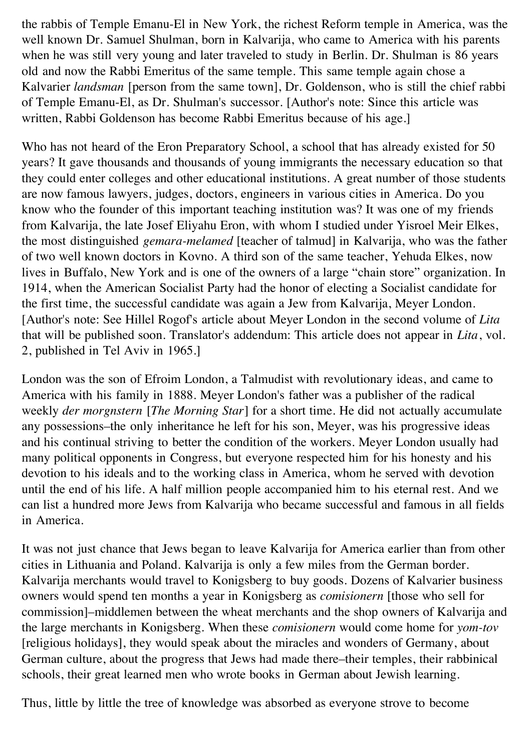the rabbis of Temple Emanu-El in New York, the richest Reform temple in America, was the well known Dr. Samuel Shulman, born in Kalvarija, who came to America with his parents when he was still very young and later traveled to study in Berlin. Dr. Shulman is 86 years old and now the Rabbi Emeritus of the same temple. This same temple again chose a Kalvarier *landsman* [person from the same town], Dr. Goldenson, who is still the chief rabbi of Temple Emanu-El, as Dr. Shulman's successor. [Author's note: Since this article was written, Rabbi Goldenson has become Rabbi Emeritus because of his age.]

Who has not heard of the Eron Preparatory School, a school that has already existed for 50 years? It gave thousands and thousands of young immigrants the necessary education so that they could enter colleges and other educational institutions. A great number of those students are now famous lawyers, judges, doctors, engineers in various cities in America. Do you know who the founder of this important teaching institution was? It was one of my friends from Kalvarija, the late Josef Eliyahu Eron, with whom I studied under Yisroel Meir Elkes, the most distinguished *gemara-melamed* [teacher of talmud] in Kalvarija, who was the father of two well known doctors in Kovno. A third son of the same teacher, Yehuda Elkes, now lives in Buffalo, New York and is one of the owners of a large "chain store" organization. In 1914, when the American Socialist Party had the honor of electing a Socialist candidate for the first time, the successful candidate was again a Jew from Kalvarija, Meyer London. [Author's note: See Hillel Rogof's article about Meyer London in the second volume of *Lita* that will be published soon. Translator's addendum: This article does not appear in *Lita*, vol. 2, published in Tel Aviv in 1965.]

London was the son of Efroim London, a Talmudist with revolutionary ideas, and came to America with his family in 1888. Meyer London's father was a publisher of the radical weekly *der morgnstern* [*The Morning Star*] for a short time. He did not actually accumulate any possessions–the only inheritance he left for his son, Meyer, was his progressive ideas and his continual striving to better the condition of the workers. Meyer London usually had many political opponents in Congress, but everyone respected him for his honesty and his devotion to his ideals and to the working class in America, whom he served with devotion until the end of his life. A half million people accompanied him to his eternal rest. And we can list a hundred more Jews from Kalvarija who became successful and famous in all fields in America.

It was not just chance that Jews began to leave Kalvarija for America earlier than from other cities in Lithuania and Poland. Kalvarija is only a few miles from the German border. Kalvarija merchants would travel to Konigsberg to buy goods. Dozens of Kalvarier business owners would spend ten months a year in Konigsberg as *comisionern* [those who sell for commission]–middlemen between the wheat merchants and the shop owners of Kalvarija and the large merchants in Konigsberg. When these *comisionern* would come home for *yom-tov* [religious holidays], they would speak about the miracles and wonders of Germany, about German culture, about the progress that Jews had made there–their temples, their rabbinical schools, their great learned men who wrote books in German about Jewish learning.

Thus, little by little the tree of knowledge was absorbed as everyone strove to become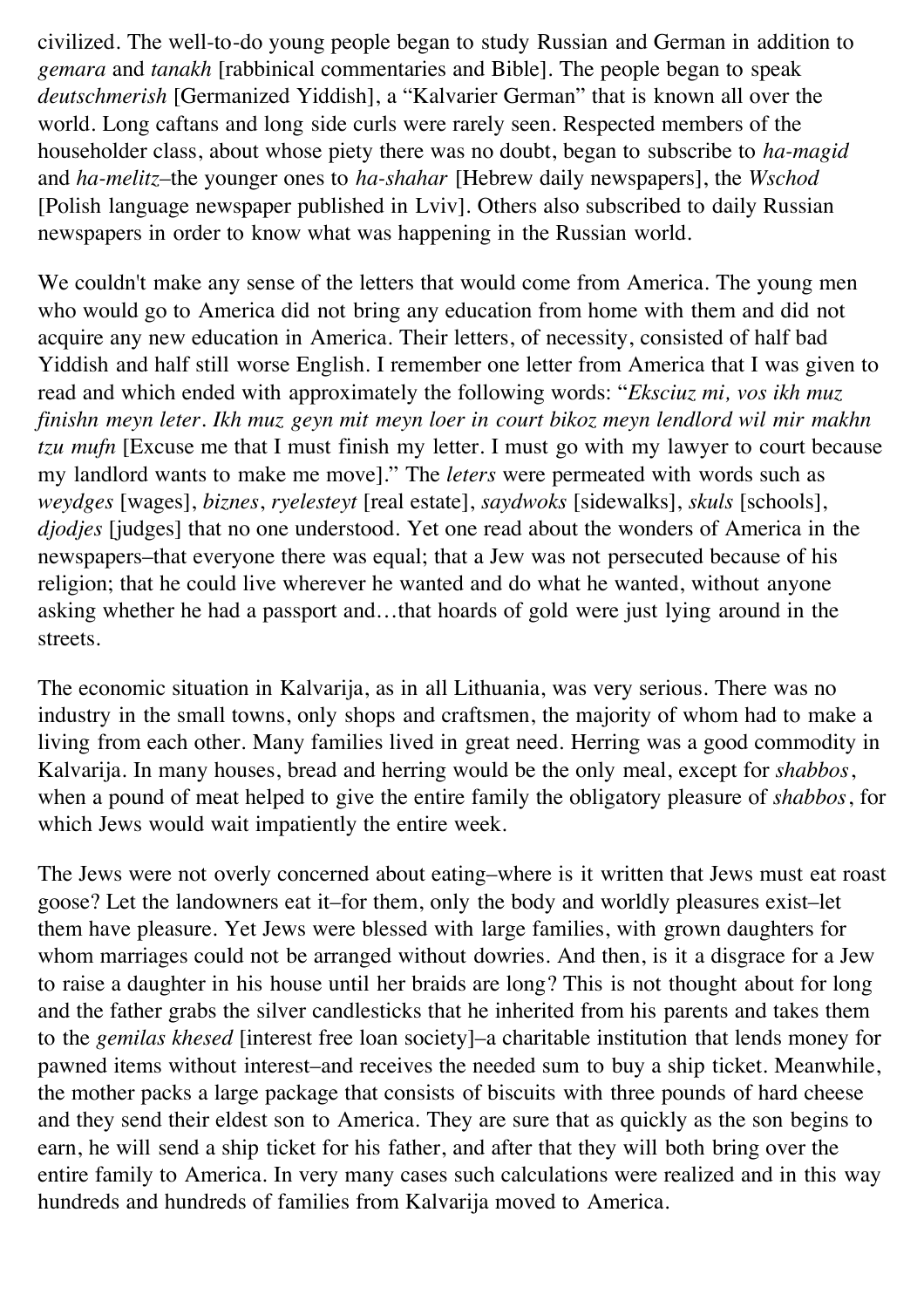civilized. The well-to-do young people began to study Russian and German in addition to *gemara* and *tanakh* [rabbinical commentaries and Bible]. The people began to speak *deutschmerish* [Germanized Yiddish], a "Kalvarier German" that is known all over the world. Long caftans and long side curls were rarely seen. Respected members of the householder class, about whose piety there was no doubt, began to subscribe to *ha-magid* and *ha-melitz*–the younger ones to *ha-shahar* [Hebrew daily newspapers], the *Wschod* [Polish language newspaper published in Lviv]. Others also subscribed to daily Russian newspapers in order to know what was happening in the Russian world.

We couldn't make any sense of the letters that would come from America. The young men who would go to America did not bring any education from home with them and did not acquire any new education in America. Their letters, of necessity, consisted of half bad Yiddish and half still worse English. I remember one letter from America that I was given to read and which ended with approximately the following words: "*Eksciuz mi, vos ikh muz finishn meyn leter. Ikh muz geyn mit meyn loer in court bikoz meyn lendlord wil mir makhn tzu mufn* [Excuse me that I must finish my letter. I must go with my lawyer to court because my landlord wants to make me move]." The *leters* were permeated with words such as *weydges* [wages], *biznes*, *ryelesteyt* [real estate], *saydwoks* [sidewalks], *skuls* [schools], *djodjes* [judges] that no one understood. Yet one read about the wonders of America in the newspapers–that everyone there was equal; that a Jew was not persecuted because of his religion; that he could live wherever he wanted and do what he wanted, without anyone asking whether he had a passport and…that hoards of gold were just lying around in the streets.

The economic situation in Kalvarija, as in all Lithuania, was very serious. There was no industry in the small towns, only shops and craftsmen, the majority of whom had to make a living from each other. Many families lived in great need. Herring was a good commodity in Kalvarija. In many houses, bread and herring would be the only meal, except for *shabbos*, when a pound of meat helped to give the entire family the obligatory pleasure of *shabbos*, for which Jews would wait impatiently the entire week.

The Jews were not overly concerned about eating–where is it written that Jews must eat roast goose? Let the landowners eat it–for them, only the body and worldly pleasures exist–let them have pleasure. Yet Jews were blessed with large families, with grown daughters for whom marriages could not be arranged without dowries. And then, is it a disgrace for a Jew to raise a daughter in his house until her braids are long? This is not thought about for long and the father grabs the silver candlesticks that he inherited from his parents and takes them to the *gemilas khesed* [interest free loan society]–a charitable institution that lends money for pawned items without interest–and receives the needed sum to buy a ship ticket. Meanwhile, the mother packs a large package that consists of biscuits with three pounds of hard cheese and they send their eldest son to America. They are sure that as quickly as the son begins to earn, he will send a ship ticket for his father, and after that they will both bring over the entire family to America. In very many cases such calculations were realized and in this way hundreds and hundreds of families from Kalvarija moved to America.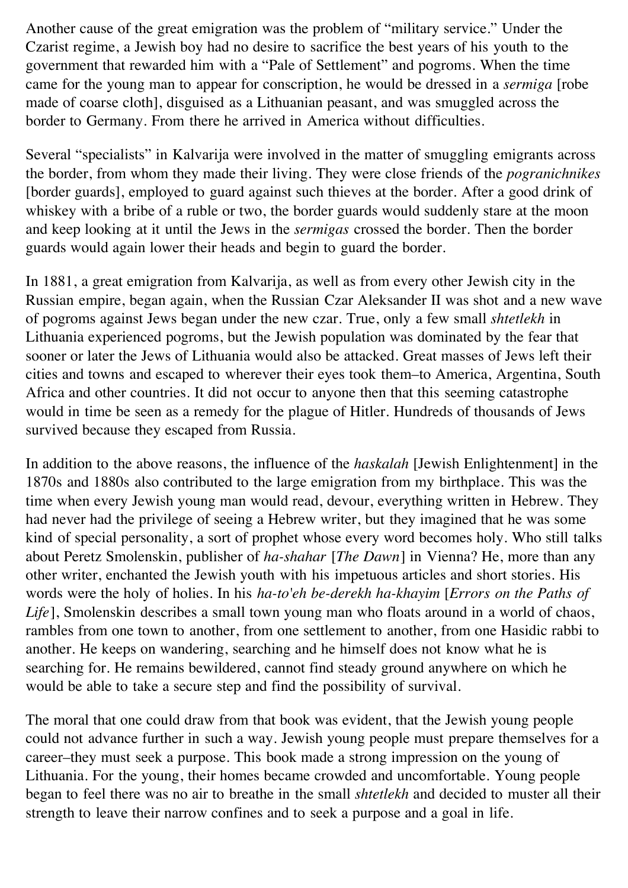Another cause of the great emigration was the problem of "military service." Under the Czarist regime, a Jewish boy had no desire to sacrifice the best years of his youth to the government that rewarded him with a "Pale of Settlement" and pogroms. When the time came for the young man to appear for conscription, he would be dressed in a *sermiga* [robe made of coarse cloth], disguised as a Lithuanian peasant, and was smuggled across the border to Germany. From there he arrived in America without difficulties.

Several "specialists" in Kalvarija were involved in the matter of smuggling emigrants across the border, from whom they made their living. They were close friends of the *pogranichnikes* [border guards], employed to guard against such thieves at the border. After a good drink of whiskey with a bribe of a ruble or two, the border guards would suddenly stare at the moon and keep looking at it until the Jews in the *sermigas* crossed the border. Then the border guards would again lower their heads and begin to guard the border.

In 1881, a great emigration from Kalvarija, as well as from every other Jewish city in the Russian empire, began again, when the Russian Czar Aleksander II was shot and a new wave of pogroms against Jews began under the new czar. True, only a few small *shtetlekh* in Lithuania experienced pogroms, but the Jewish population was dominated by the fear that sooner or later the Jews of Lithuania would also be attacked. Great masses of Jews left their cities and towns and escaped to wherever their eyes took them–to America, Argentina, South Africa and other countries. It did not occur to anyone then that this seeming catastrophe would in time be seen as a remedy for the plague of Hitler. Hundreds of thousands of Jews survived because they escaped from Russia.

In addition to the above reasons, the influence of the *haskalah* [Jewish Enlightenment] in the 1870s and 1880s also contributed to the large emigration from my birthplace. This was the time when every Jewish young man would read, devour, everything written in Hebrew. They had never had the privilege of seeing a Hebrew writer, but they imagined that he was some kind of special personality, a sort of prophet whose every word becomes holy. Who still talks about Peretz Smolenskin, publisher of *ha-shahar* [*The Dawn*] in Vienna? He, more than any other writer, enchanted the Jewish youth with his impetuous articles and short stories. His words were the holy of holies. In his *ha-to'eh be-derekh ha-khayim* [*Errors on the Paths of Life*], Smolenskin describes a small town young man who floats around in a world of chaos, rambles from one town to another, from one settlement to another, from one Hasidic rabbi to another. He keeps on wandering, searching and he himself does not know what he is searching for. He remains bewildered, cannot find steady ground anywhere on which he would be able to take a secure step and find the possibility of survival.

The moral that one could draw from that book was evident, that the Jewish young people could not advance further in such a way. Jewish young people must prepare themselves for a career–they must seek a purpose. This book made a strong impression on the young of Lithuania. For the young, their homes became crowded and uncomfortable. Young people began to feel there was no air to breathe in the small *shtetlekh* and decided to muster all their strength to leave their narrow confines and to seek a purpose and a goal in life.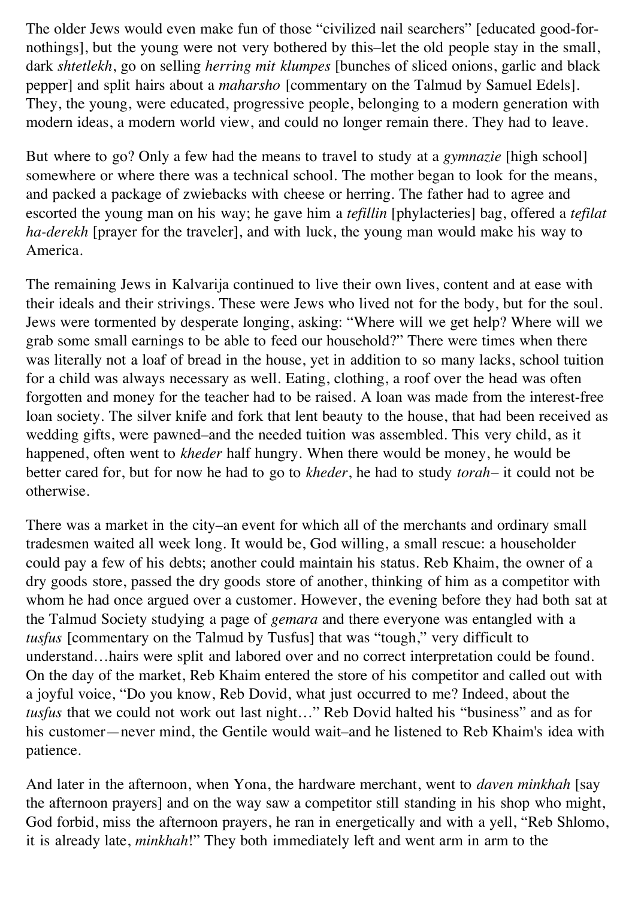The older Jews would even make fun of those "civilized nail searchers" [educated good-for-nothings], but the young were not very bothered by this–let the old people stay in the small, dark *shtetlekh*, go on selling *herring mit klumpes* [bunches of sliced onions, garlic and black pepper] and split hairs about a *maharsho* [commentary on the Talmud by Samuel Edels]. They, the young, were educated, progressive people, belonging to a modern generation with modern ideas, a modern world view, and could no longer remain there. They had to leave.

But where to go? Only a few had the means to travel to study at a *gymnazie* [high school] somewhere or where there was a technical school. The mother began to look for the means, and packed a package of zwiebacks with cheese or herring. The father had to agree and escorted the young man on his way; he gave him a *tefillin* [phylacteries] bag, offered a *tefilat ha-derekh* [prayer for the traveler], and with luck, the young man would make his way to America.

The remaining Jews in Kalvarija continued to live their own lives, content and at ease with their ideals and their strivings. These were Jews who lived not for the body, but for the soul. Jews were tormented by desperate longing, asking: "Where will we get help? Where will we grab some small earnings to be able to feed our household?" There were times when there was literally not a loaf of bread in the house, yet in addition to so many lacks, school tuition for a child was always necessary as well. Eating, clothing, a roof over the head was often forgotten and money for the teacher had to be raised. A loan was made from the interest-free loan society. The silver knife and fork that lent beauty to the house, that had been received as wedding gifts, were pawned–and the needed tuition was assembled. This very child, as it happened, often went to *kheder* half hungry. When there would be money, he would be better cared for, but for now he had to go to *kheder*, he had to study *torah*– it could not be otherwise.

There was a market in the city–an event for which all of the merchants and ordinary small tradesmen waited all week long. It would be, God willing, a small rescue: a householder could pay a few of his debts; another could maintain his status. Reb Khaim, the owner of a dry goods store, passed the dry goods store of another, thinking of him as a competitor with whom he had once argued over a customer. However, the evening before they had both sat at the Talmud Society studying a page of *gemara* and there everyone was entangled with a *tusfus* [commentary on the Talmud by Tusfus] that was "tough," very difficult to understand…hairs were split and labored over and no correct interpretation could be found. On the day of the market, Reb Khaim entered the store of his competitor and called out with a joyful voice, "Do you know, Reb Dovid, what just occurred to me? Indeed, about the *tusfus* that we could not work out last night…" Reb Dovid halted his "business" and as for his customer—never mind, the Gentile would wait–and he listened to Reb Khaim's idea with patience.

And later in the afternoon, when Yona, the hardware merchant, went to *daven minkhah* [say the afternoon prayers] and on the way saw a competitor still standing in his shop who might, God forbid, miss the afternoon prayers, he ran in energetically and with a yell, "Reb Shlomo, it is already late, *minkhah*!" They both immediately left and went arm in arm to the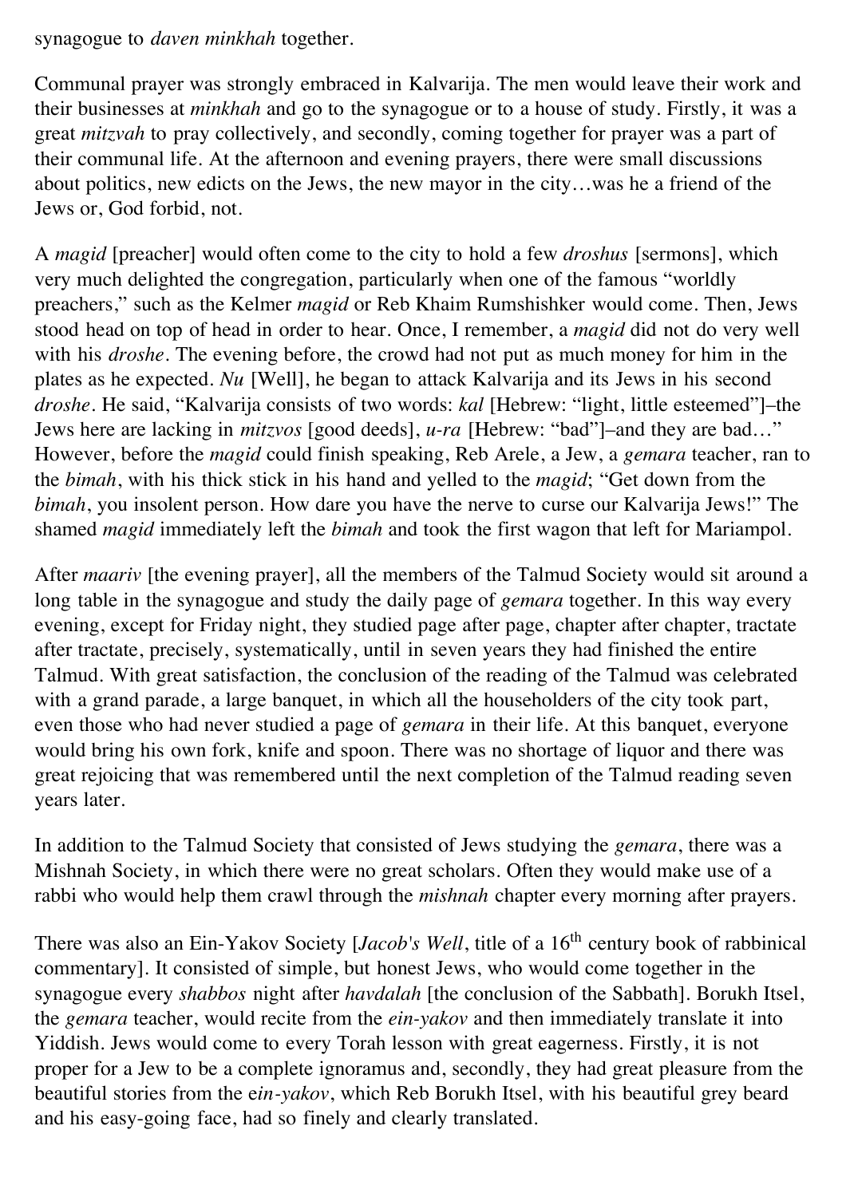synagogue to *daven minkhah* together.

Communal prayer was strongly embraced in Kalvarija. The men would leave their work and their businesses at *minkhah* and go to the synagogue or to a house of study. Firstly, it was a great *mitzvah* to pray collectively, and secondly, coming together for prayer was a part of their communal life. At the afternoon and evening prayers, there were small discussions about politics, new edicts on the Jews, the new mayor in the city…was he a friend of the Jews or, God forbid, not.

A *magid* [preacher] would often come to the city to hold a few *droshus* [sermons], which very much delighted the congregation, particularly when one of the famous "worldly preachers," such as the Kelmer *magid* or Reb Khaim Rumshishker would come. Then, Jews stood head on top of head in order to hear. Once, I remember, a *magid* did not do very well with his *droshe*. The evening before, the crowd had not put as much money for him in the plates as he expected. *Nu* [Well], he began to attack Kalvarija and its Jews in his second *droshe*. He said, "Kalvarija consists of two words: *kal* [Hebrew: "light, little esteemed"]–the Jews here are lacking in *mitzvos* [good deeds], *u-ra* [Hebrew: "bad"]–and they are bad…" However, before the *magid* could finish speaking, Reb Arele, a Jew, a *gemara* teacher, ran to the *bimah*, with his thick stick in his hand and yelled to the *magid*; "Get down from the *bimah*, you insolent person. How dare you have the nerve to curse our Kalvarija Jews!" The shamed *magid* immediately left the *bimah* and took the first wagon that left for Mariampol.

After *maariv* [the evening prayer], all the members of the Talmud Society would sit around a long table in the synagogue and study the daily page of *gemara* together. In this way every evening, except for Friday night, they studied page after page, chapter after chapter, tractate after tractate, precisely, systematically, until in seven years they had finished the entire Talmud. With great satisfaction, the conclusion of the reading of the Talmud was celebrated with a grand parade, a large banquet, in which all the householders of the city took part, even those who had never studied a page of *gemara* in their life. At this banquet, everyone would bring his own fork, knife and spoon. There was no shortage of liquor and there was great rejoicing that was remembered until the next completion of the Talmud reading seven years later.

In addition to the Talmud Society that consisted of Jews studying the *gemara*, there was a Mishnah Society, in which there were no great scholars. Often they would make use of a rabbi who would help them crawl through the *mishnah* chapter every morning after prayers.

There was also an Ein-Yakov Society [*Jacob's Well*, title of a 16th century book of rabbinical commentary]. It consisted of simple, but honest Jews, who would come together in the synagogue every *shabbos* night after *havdalah* [the conclusion of the Sabbath]. Borukh Itsel, the *gemara* teacher, would recite from the *ein-yakov* and then immediately translate it into Yiddish. Jews would come to every Torah lesson with great eagerness. Firstly, it is not proper for a Jew to be a complete ignoramus and, secondly, they had great pleasure from the beautiful stories from the e*in-yakov*, which Reb Borukh Itsel, with his beautiful grey beard and his easy-going face, had so finely and clearly translated.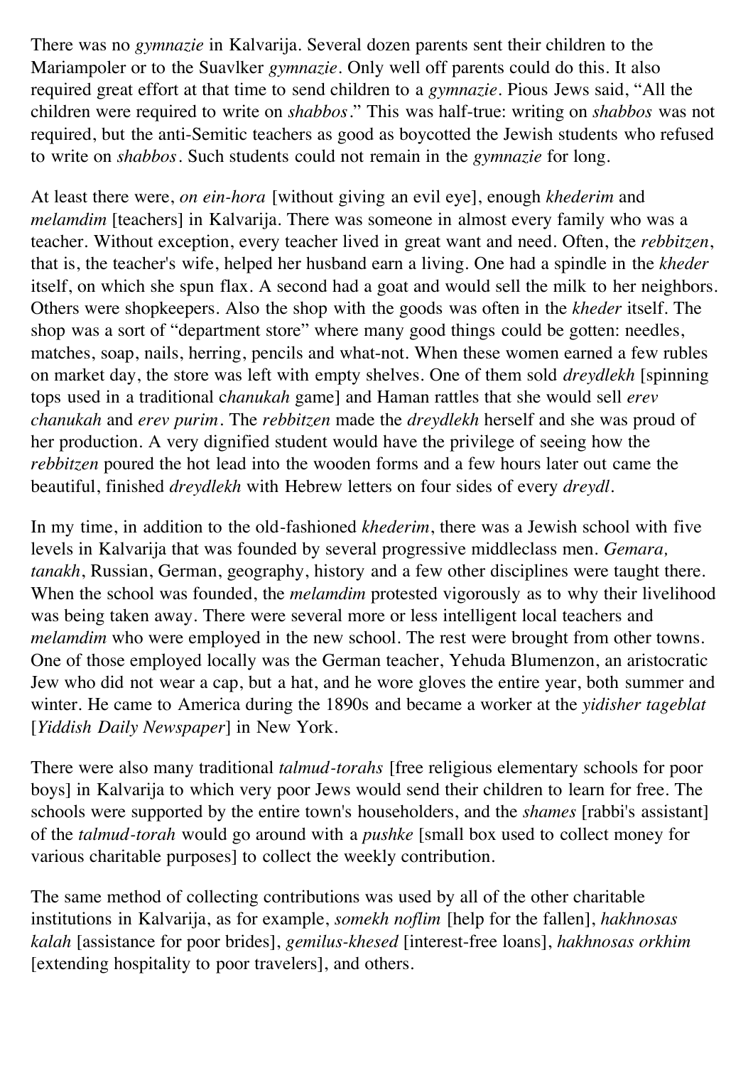There was no *gymnazie* in Kalvarija. Several dozen parents sent their children to the Mariampoler or to the Suavlker *gymnazie*. Only well off parents could do this. It also required great effort at that time to send children to a *gymnazie*. Pious Jews said, "All the children were required to write on *shabbos*." This was half-true: writing on *shabbos* was not required, but the anti-Semitic teachers as good as boycotted the Jewish students who refused to write on *shabbos*. Such students could not remain in the *gymnazie* for long.

At least there were, *on ein-hora* [without giving an evil eye], enough *khederim* and *melamdim* [teachers] in Kalvarija. There was someone in almost every family who was a teacher. Without exception, every teacher lived in great want and need. Often, the *rebbitzen*, that is, the teacher's wife, helped her husband earn a living. One had a spindle in the *kheder* itself, on which she spun flax. A second had a goat and would sell the milk to her neighbors. Others were shopkeepers. Also the shop with the goods was often in the *kheder* itself. The shop was a sort of "department store" where many good things could be gotten: needles, matches, soap, nails, herring, pencils and what-not. When these women earned a few rubles on market day, the store was left with empty shelves. One of them sold *dreydlekh* [spinning tops used in a traditional c*hanukah* game] and Haman rattles that she would sell *erev chanukah* and *erev purim*. The *rebbitzen* made the *dreydlekh* herself and she was proud of her production. A very dignified student would have the privilege of seeing how the *rebbitzen* poured the hot lead into the wooden forms and a few hours later out came the beautiful, finished *dreydlekh* with Hebrew letters on four sides of every *dreydl*.

In my time, in addition to the old-fashioned *khederim*, there was a Jewish school with five levels in Kalvarija that was founded by several progressive middleclass men. *Gemara, tanakh*, Russian, German, geography, history and a few other disciplines were taught there. When the school was founded, the *melamdim* protested vigorously as to why their livelihood was being taken away. There were several more or less intelligent local teachers and *melamdim* who were employed in the new school. The rest were brought from other towns. One of those employed locally was the German teacher, Yehuda Blumenzon, an aristocratic Jew who did not wear a cap, but a hat, and he wore gloves the entire year, both summer and winter. He came to America during the 1890s and became a worker at the *yidisher tageblat* [*Yiddish Daily Newspaper*] in New York.

There were also many traditional *talmud-torahs* [free religious elementary schools for poor boys] in Kalvarija to which very poor Jews would send their children to learn for free. The schools were supported by the entire town's householders, and the *shames* [rabbi's assistant] of the *talmud-torah* would go around with a *pushke* [small box used to collect money for various charitable purposes] to collect the weekly contribution.

The same method of collecting contributions was used by all of the other charitable institutions in Kalvarija, as for example, *somekh noflim* [help for the fallen], *hakhnosas kalah* [assistance for poor brides], *gemilus-khesed* [interest-free loans], *hakhnosas orkhim* [extending hospitality to poor travelers], and others.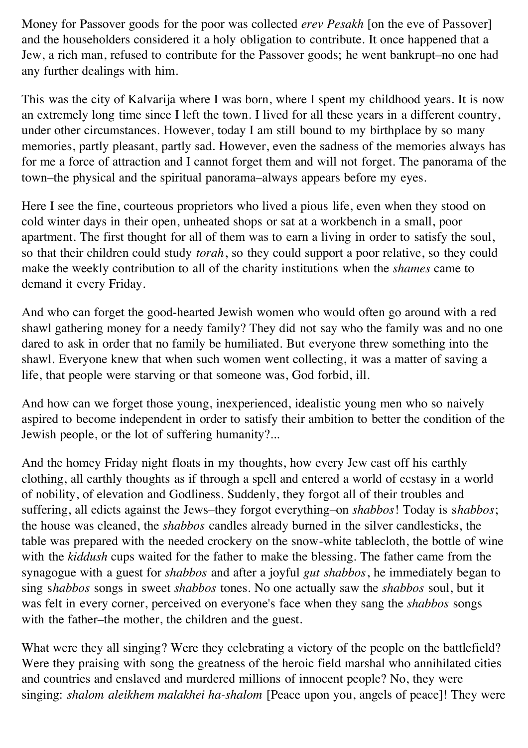Money for Passover goods for the poor was collected *erev Pesakh* [on the eve of Passover] and the householders considered it a holy obligation to contribute. It once happened that a Jew, a rich man, refused to contribute for the Passover goods; he went bankrupt–no one had any further dealings with him.

This was the city of Kalvarija where I was born, where I spent my childhood years. It is now an extremely long time since I left the town. I lived for all these years in a different country, under other circumstances. However, today I am still bound to my birthplace by so many memories, partly pleasant, partly sad. However, even the sadness of the memories always has for me a force of attraction and I cannot forget them and will not forget. The panorama of the town–the physical and the spiritual panorama–always appears before my eyes.

Here I see the fine, courteous proprietors who lived a pious life, even when they stood on cold winter days in their open, unheated shops or sat at a workbench in a small, poor apartment. The first thought for all of them was to earn a living in order to satisfy the soul, so that their children could study *torah*, so they could support a poor relative, so they could make the weekly contribution to all of the charity institutions when the *shames* came to demand it every Friday.

And who can forget the good-hearted Jewish women who would often go around with a red shawl gathering money for a needy family? They did not say who the family was and no one dared to ask in order that no family be humiliated. But everyone threw something into the shawl. Everyone knew that when such women went collecting, it was a matter of saving a life, that people were starving or that someone was, God forbid, ill.

And how can we forget those young, inexperienced, idealistic young men who so naively aspired to become independent in order to satisfy their ambition to better the condition of the Jewish people, or the lot of suffering humanity?...

And the homey Friday night floats in my thoughts, how every Jew cast off his earthly clothing, all earthly thoughts as if through a spell and entered a world of ecstasy in a world of nobility, of elevation and Godliness. Suddenly, they forgot all of their troubles and suffering, all edicts against the Jews–they forgot everything–on *shabbos*! Today is s*habbos*; the house was cleaned, the *shabbos* candles already burned in the silver candlesticks, the table was prepared with the needed crockery on the snow-white tablecloth, the bottle of wine with the *kiddush* cups waited for the father to make the blessing. The father came from the synagogue with a guest for *shabbos* and after a joyful *gut shabbos*, he immediately began to sing s*habbos* songs in sweet *shabbos* tones. No one actually saw the *shabbos* soul, but it was felt in every corner, perceived on everyone's face when they sang the *shabbos* songs with the father–the mother, the children and the guest.

What were they all singing? Were they celebrating a victory of the people on the battlefield? Were they praising with song the greatness of the heroic field marshal who annihilated cities and countries and enslaved and murdered millions of innocent people? No, they were singing: *shalom aleikhem malakhei ha-shalom* [Peace upon you, angels of peace]! They were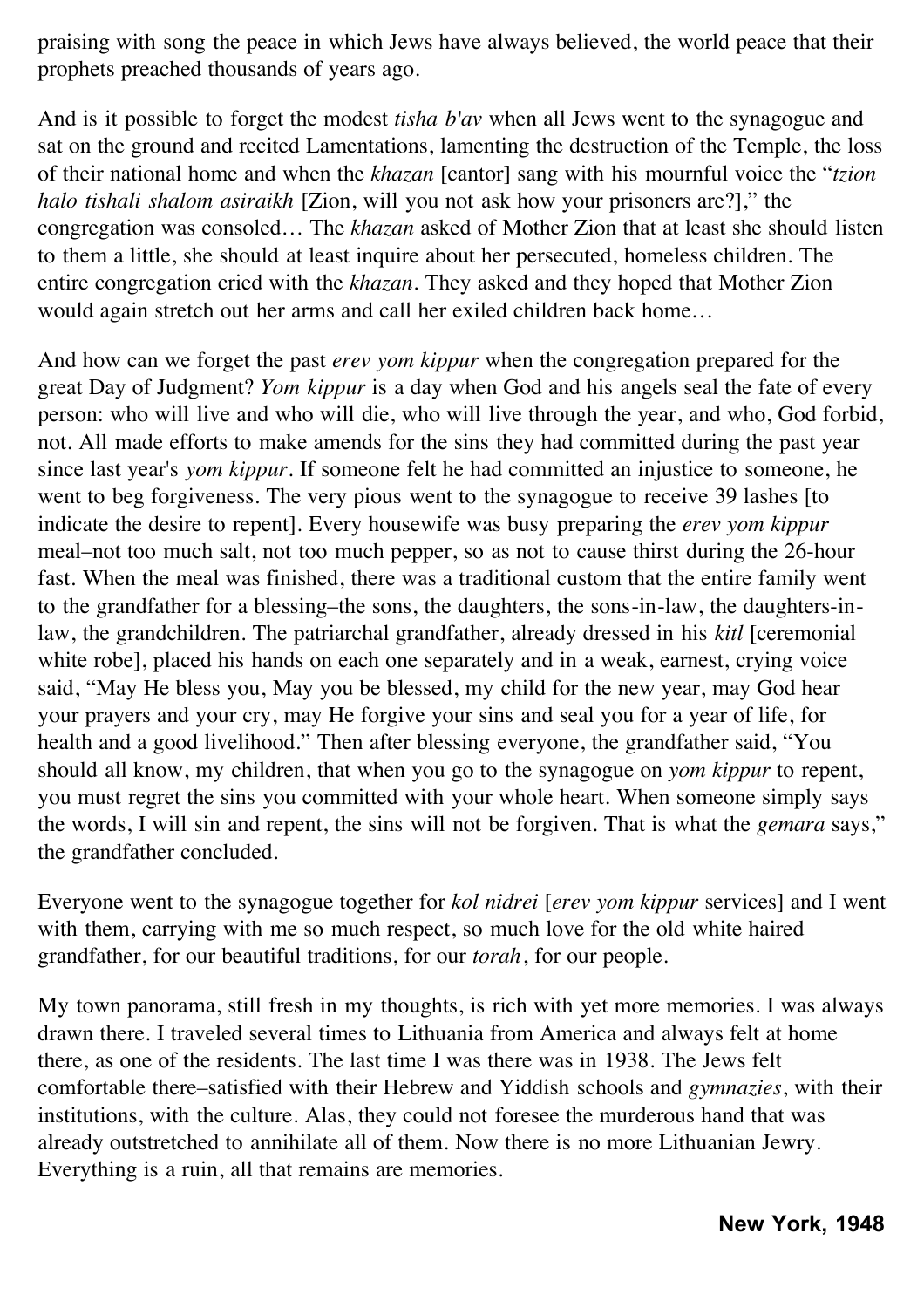praising with song the peace in which Jews have always believed, the world peace that their prophets preached thousands of years ago.

And is it possible to forget the modest *tisha b'av* when all Jews went to the synagogue and sat on the ground and recited Lamentations, lamenting the destruction of the Temple, the loss of their national home and when the *khazan* [cantor] sang with his mournful voice the "*tzion halo tishali shalom asiraikh* [Zion, will you not ask how your prisoners are?]," the congregation was consoled… The *khazan* asked of Mother Zion that at least she should listen to them a little, she should at least inquire about her persecuted, homeless children. The entire congregation cried with the *khazan*. They asked and they hoped that Mother Zion would again stretch out her arms and call her exiled children back home…

And how can we forget the past *erev yom kippur* when the congregation prepared for the great Day of Judgment? *Yom kippur* is a day when God and his angels seal the fate of every person: who will live and who will die, who will live through the year, and who, God forbid, not. All made efforts to make amends for the sins they had committed during the past year since last year's *yom kippur*. If someone felt he had committed an injustice to someone, he went to beg forgiveness. The very pious went to the synagogue to receive 39 lashes [to indicate the desire to repent]. Every housewife was busy preparing the *erev yom kippur* meal–not too much salt, not too much pepper, so as not to cause thirst during the 26-hour fast. When the meal was finished, there was a traditional custom that the entire family went to the grandfather for a blessing–the sons, the daughters, the sons-in-law, the daughters-in-law, the grandchildren. The patriarchal grandfather, already dressed in his *kitl* [ceremonial white robe], placed his hands on each one separately and in a weak, earnest, crying voice said, "May He bless you, May you be blessed, my child for the new year, may God hear your prayers and your cry, may He forgive your sins and seal you for a year of life, for health and a good livelihood." Then after blessing everyone, the grandfather said, "You should all know, my children, that when you go to the synagogue on *yom kippur* to repent, you must regret the sins you committed with your whole heart. When someone simply says the words, I will sin and repent, the sins will not be forgiven. That is what the *gemara* says," the grandfather concluded.

Everyone went to the synagogue together for *kol nidrei* [*erev yom kippur* services] and I went with them, carrying with me so much respect, so much love for the old white haired grandfather, for our beautiful traditions, for our *torah*, for our people.

My town panorama, still fresh in my thoughts, is rich with yet more memories. I was always drawn there. I traveled several times to Lithuania from America and always felt at home there, as one of the residents. The last time I was there was in 1938. The Jews felt comfortable there–satisfied with their Hebrew and Yiddish schools and *gymnazies*, with their institutions, with the culture. Alas, they could not foresee the murderous hand that was already outstretched to annihilate all of them. Now there is no more Lithuanian Jewry. Everything is a ruin, all that remains are memories.

**New York, 1948**